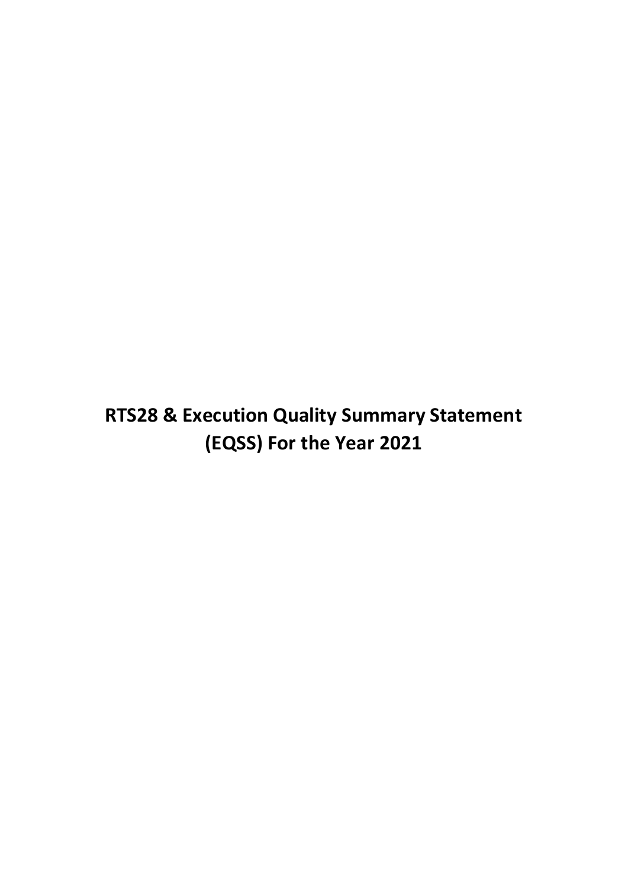# RTS28 & Execution Quality Summary Statement (EQSS) For the Year 2021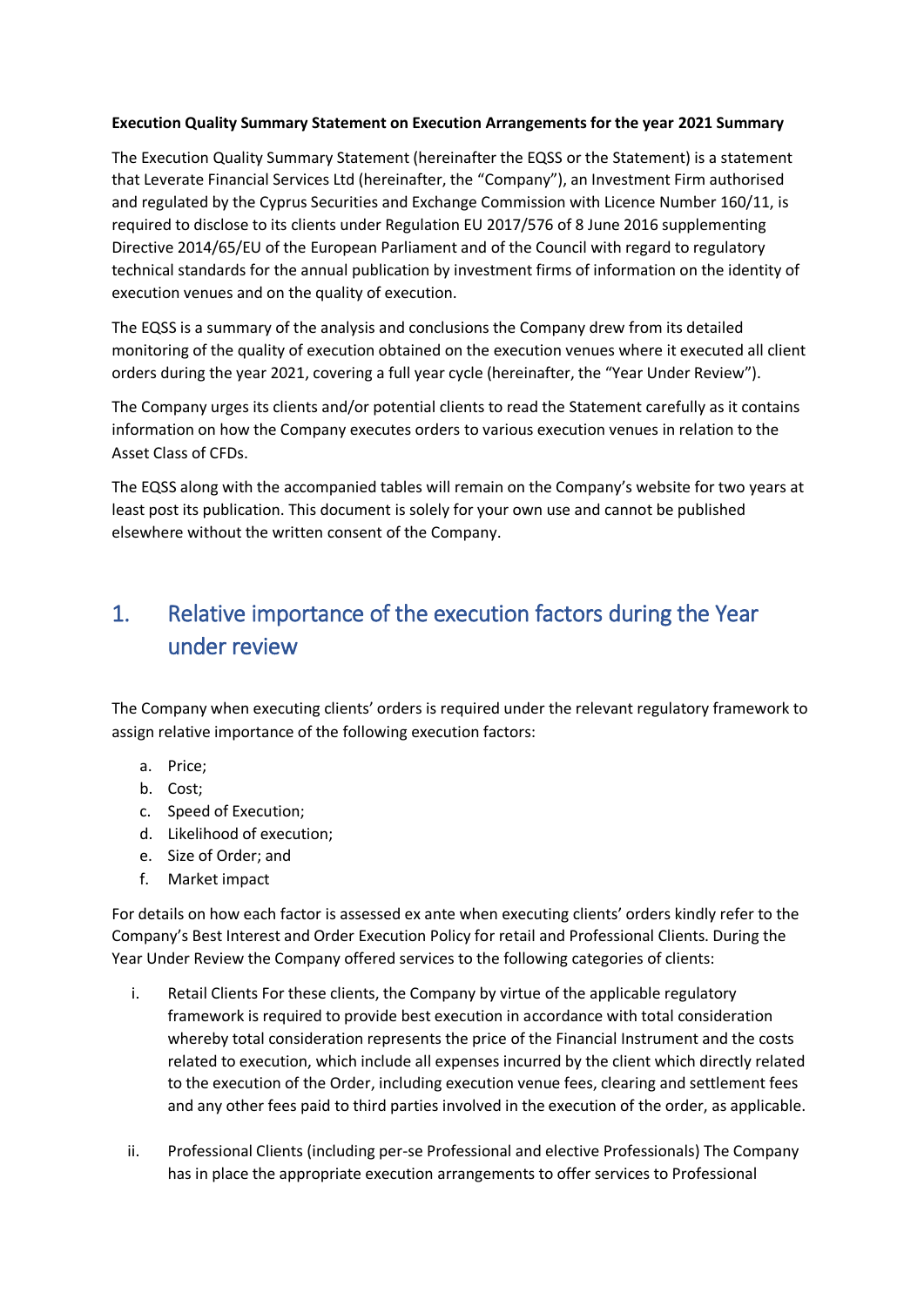**Execution Quality Summary Statement on Execution Arrangements for the year 2021 Summary**

The Execution Quality Summary Statement (hereinafter the EQSS or the Statement) is a statement that Leverate Financial Services Ltd (hereinafter, the "Company"), an Investment Firm authorised and regulated by the Cyprus Securities and Exchange Commission with Licence Number 160/11, is required to disclose to its clients under Regulation EU 2017/576 of 8 June 2016 supplementing Directive 2014/65/EU of the European Parliament and of the Council with regard to regulatory technical standards for the annual publication by investment firms of information on the identity of execution venues and on the quality of execution.

The EQSS is a summary of the analysis and conclusions the Company drew from its detailed monitoring of the quality of execution obtained on the execution venues where it executed all client orders during the year 2021, covering a full year cycle (hereinafter, the "Year Under Review").

The Company urges its clients and/or potential clients to read the Statement carefully as it contains information on how the Company executes orders to various execution venues in relation to the Asset Class of CFDs.

The EQSS along with the accompanied tables will remain on the Company's website for two years at least post its publication. This document is solely for your own use and cannot be published elsewhere without the written consent of the Company.

## 1. Relative importance of the execution factors during the Year under review

The Company when executing clients' orders is required under the relevant regulatory framework to assign relative importance of the following execution factors:

a. Price;
b. Cost;
c. Speed of Execution;
d. Likelihood of execution;
e. Size of Order; and
f. Market impact

For details on how each factor is assessed ex ante when executing clients' orders kindly refer to the Company's Best Interest and Order Execution Policy for retail and Professional Clients. During the Year Under Review the Company offered services to the following categories of clients:

i. Retail Clients For these clients, the Company by virtue of the applicable regulatory framework is required to provide best execution in accordance with total consideration whereby total consideration represents the price of the Financial Instrument and the costs related to execution, which include all expenses incurred by the client which directly related to the execution of the Order, including execution venue fees, clearing and settlement fees and any other fees paid to third parties involved in the execution of the order, as applicable.

ii. Professional Clients (including per-se Professional and elective Professionals) The Company has in place the appropriate execution arrangements to offer services to Professional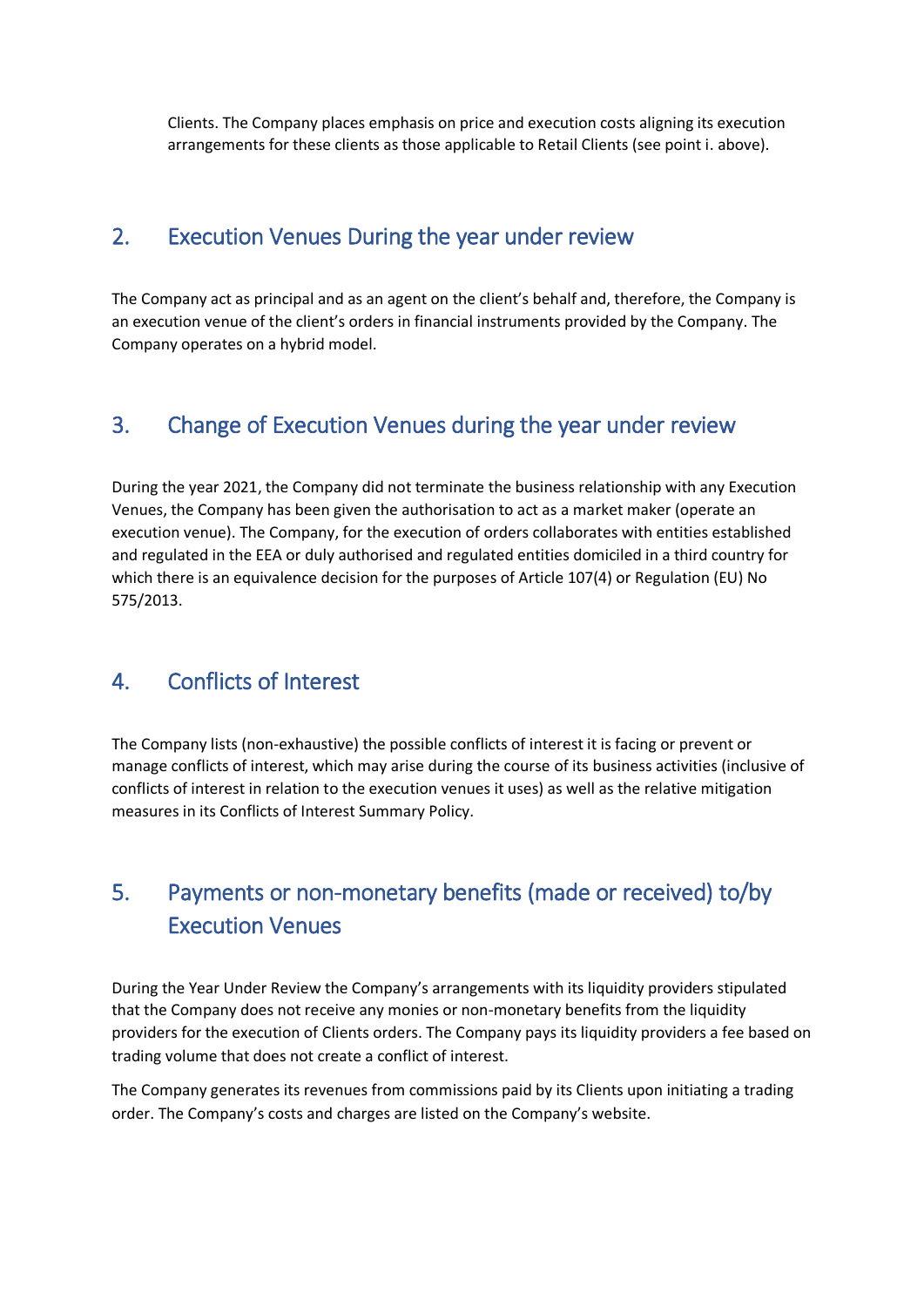Clients. The Company places emphasis on price and execution costs aligning its execution arrangements for these clients as those applicable to Retail Clients (see point i. above).

## 2. Execution Venues During the year under review

The Company act as principal and as an agent on the client's behalf and, therefore, the Company is an execution venue of the client's orders in financial instruments provided by the Company. The Company operates on a hybrid model.

## 3. Change of Execution Venues during the year under review

During the year 2021, the Company did not terminate the business relationship with any Execution Venues, the Company has been given the authorisation to act as a market maker (operate an execution venue). The Company, for the execution of orders collaborates with entities established and regulated in the EEA or duly authorised and regulated entities domiciled in a third country for which there is an equivalence decision for the purposes of Article 107(4) or Regulation (EU) No 575/2013.

## 4. Conflicts of Interest

The Company lists (non-exhaustive) the possible conflicts of interest it is facing or prevent or manage conflicts of interest, which may arise during the course of its business activities (inclusive of conflicts of interest in relation to the execution venues it uses) as well as the relative mitigation measures in its Conflicts of Interest Summary Policy.

## 5. Payments or non-monetary benefits (made or received) to/by Execution Venues

During the Year Under Review the Company's arrangements with its liquidity providers stipulated that the Company does not receive any monies or non-monetary benefits from the liquidity providers for the execution of Clients orders. The Company pays its liquidity providers a fee based on trading volume that does not create a conflict of interest.

The Company generates its revenues from commissions paid by its Clients upon initiating a trading order. The Company's costs and charges are listed on the Company's website.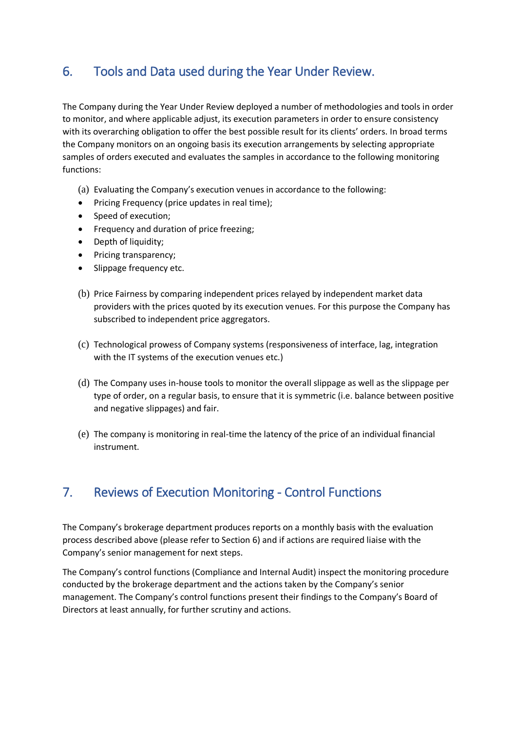## 6. Tools and Data used during the Year Under Review.

The Company during the Year Under Review deployed a number of methodologies and tools in order to monitor, and where applicable adjust, its execution parameters in order to ensure consistency with its overarching obligation to offer the best possible result for its clients' orders. In broad terms the Company monitors on an ongoing basis its execution arrangements by selecting appropriate samples of orders executed and evaluates the samples in accordance to the following monitoring functions:

(a) Evaluating the Company's execution venues in accordance to the following:

- Pricing Frequency (price updates in real time);
- Speed of execution;
- Frequency and duration of price freezing;
- Depth of liquidity;
- Pricing transparency;
- Slippage frequency etc.

(b) Price Fairness by comparing independent prices relayed by independent market data providers with the prices quoted by its execution venues. For this purpose the Company has subscribed to independent price aggregators.

(c) Technological prowess of Company systems (responsiveness of interface, lag, integration with the IT systems of the execution venues etc.)

(d) The Company uses in-house tools to monitor the overall slippage as well as the slippage per type of order, on a regular basis, to ensure that it is symmetric (i.e. balance between positive and negative slippages) and fair.

(e) The company is monitoring in real-time the latency of the price of an individual financial instrument.

## 7. Reviews of Execution Monitoring - Control Functions

The Company's brokerage department produces reports on a monthly basis with the evaluation process described above (please refer to Section 6) and if actions are required liaise with the Company's senior management for next steps.

The Company's control functions (Compliance and Internal Audit) inspect the monitoring procedure conducted by the brokerage department and the actions taken by the Company's senior management. The Company's control functions present their findings to the Company's Board of Directors at least annually, for further scrutiny and actions.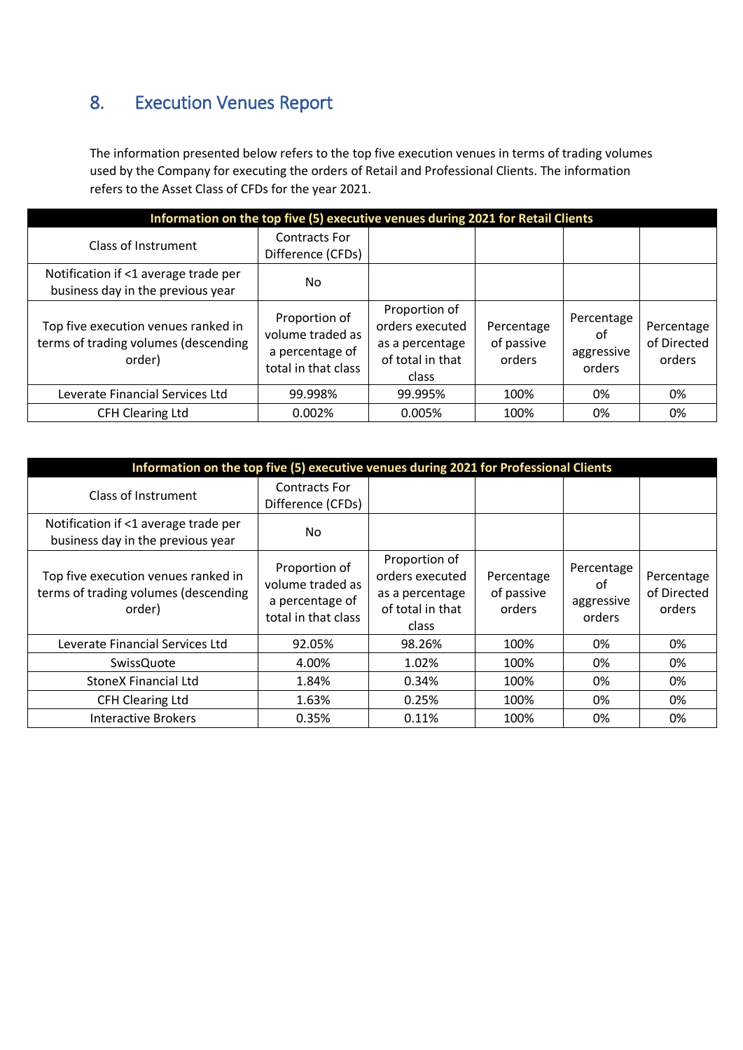## 8. Execution Venues Report

The information presented below refers to the top five execution venues in terms of trading volumes used by the Company for executing the orders of Retail and Professional Clients. The information refers to the Asset Class of CFDs for the year 2021.

| Information on the top five (5) executive venues during 2021 for Retail Clients | | | | | |
|---|---|---|---|---|---|
| Class of Instrument | Contracts For Difference (CFDs) | | | | |
| Notification if <1 average trade per business day in the previous year | No | | | | |
| Top five execution venues ranked in terms of trading volumes (descending order) | Proportion of volume traded as a percentage of total in that class | Proportion of orders executed as a percentage of total in that class | Percentage of passive orders | Percentage of aggressive orders | Percentage of Directed orders |
| Leverate Financial Services Ltd | 99.998% | 99.995% | 100% | 0% | 0% |
| CFH Clearing Ltd | 0.002% | 0.005% | 100% | 0% | 0% |

| Information on the top five (5) executive venues during 2021 for Professional Clients | | | | | |
|---|---|---|---|---|---|
| Class of Instrument | Contracts For Difference (CFDs) | | | | |
| Notification if <1 average trade per business day in the previous year | No | | | | |
| Top five execution venues ranked in terms of trading volumes (descending order) | Proportion of volume traded as a percentage of total in that class | Proportion of orders executed as a percentage of total in that class | Percentage of passive orders | Percentage of aggressive orders | Percentage of Directed orders |
| Leverate Financial Services Ltd | 92.05% | 98.26% | 100% | 0% | 0% |
| SwissQuote | 4.00% | 1.02% | 100% | 0% | 0% |
| StoneX Financial Ltd | 1.84% | 0.34% | 100% | 0% | 0% |
| CFH Clearing Ltd | 1.63% | 0.25% | 100% | 0% | 0% |
| Interactive Brokers | 0.35% | 0.11% | 100% | 0% | 0% |